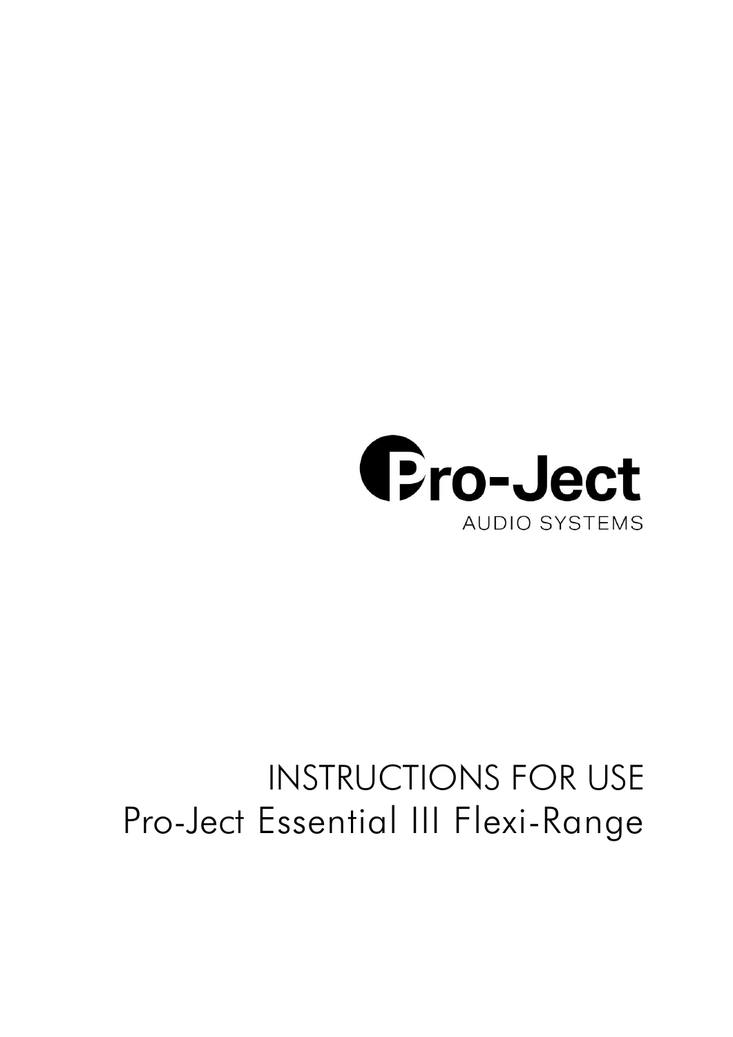Pro-Ject

AUDIO SYSTEMS

# INSTRUCTIONS FOR USE
# Pro-Ject Essential III Flexi-Range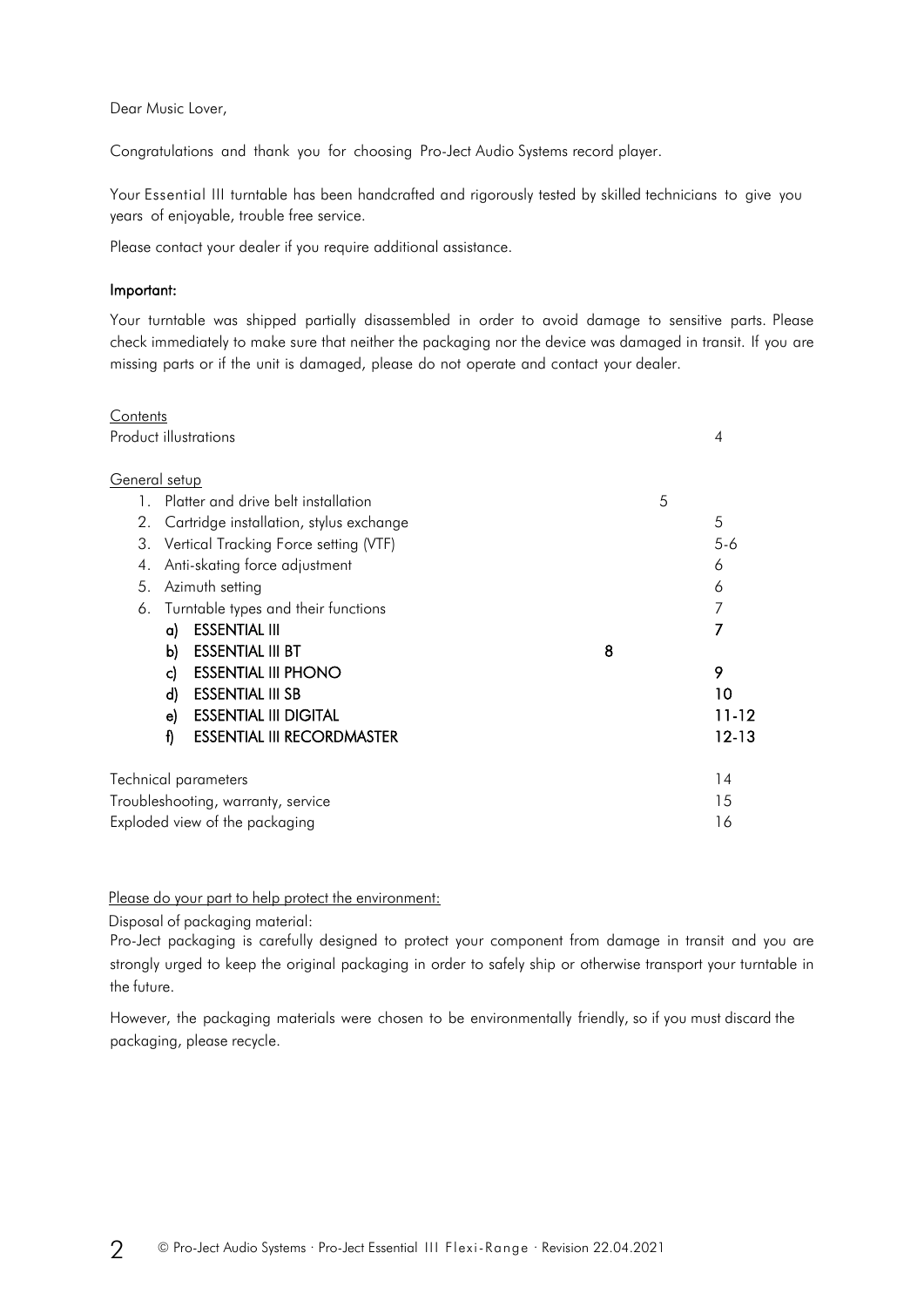Dear Music Lover,

Congratulations and thank you for choosing Pro-Ject Audio Systems record player.

Your Essential III turntable has been handcrafted and rigorously tested by skilled technicians to give you years of enjoyable, trouble free service.

Please contact your dealer if you require additional assistance.

**Important:**

Your turntable was shipped partially disassembled in order to avoid damage to sensitive parts. Please check immediately to make sure that neither the packaging nor the device was damaged in transit. If you are missing parts or if the unit is damaged, please do not operate and contact your dealer.

Contents

| | |
|---|---|
| Product illustrations | 4 |
| **General setup** | |
| 1. Platter and drive belt installation | 5 |
| 2. Cartridge installation, stylus exchange | 5 |
| 3. Vertical Tracking Force setting (VTF) | 5-6 |
| 4. Anti-skating force adjustment | 6 |
| 5. Azimuth setting | 6 |
| 6. Turntable types and their functions | 7 |
| a) **ESSENTIAL III** | **7** |
| b) **ESSENTIAL III BT** | **8** |
| c) **ESSENTIAL III PHONO** | **9** |
| d) **ESSENTIAL III SB** | **10** |
| e) **ESSENTIAL III DIGITAL** | **11-12** |
| f) **ESSENTIAL III RECORDMASTER** | **12-13** |
| Technical parameters | 14 |
| Troubleshooting, warranty, service | 15 |
| Exploded view of the packaging | 16 |

Please do your part to help protect the environment:

Disposal of packaging material:

Pro-Ject packaging is carefully designed to protect your component from damage in transit and you are strongly urged to keep the original packaging in order to safely ship or otherwise transport your turntable in the future.

However, the packaging materials were chosen to be environmentally friendly, so if you must discard the packaging, please recycle.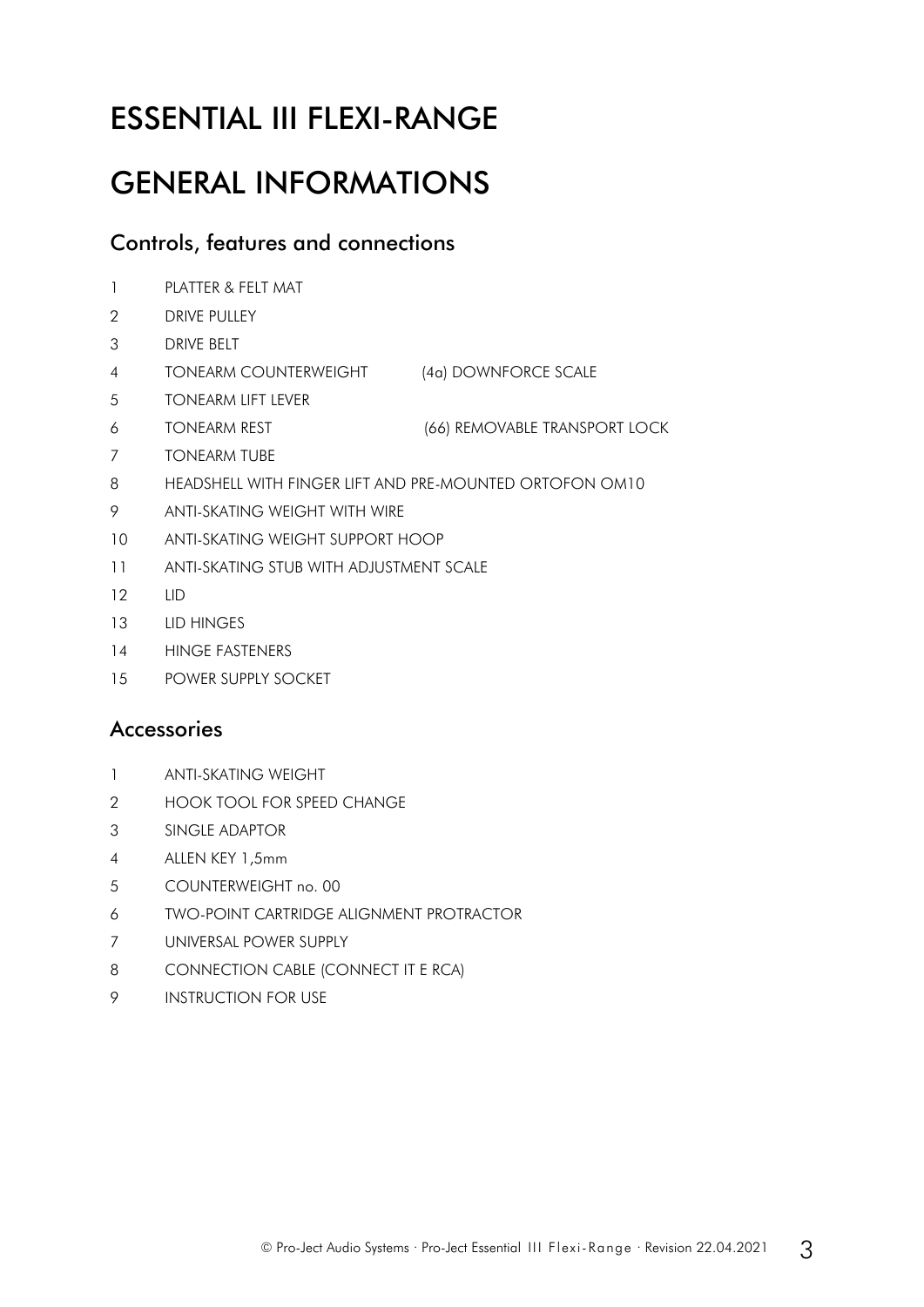# ESSENTIAL III FLEXI-RANGE

# GENERAL INFORMATIONS

## Controls, features and connections

1 PLATTER & FELT MAT
2 DRIVE PULLEY
3 DRIVE BELT
4 TONEARM COUNTERWEIGHT (4a) DOWNFORCE SCALE
5 TONEARM LIFT LEVER
6 TONEARM REST (66) REMOVABLE TRANSPORT LOCK
7 TONEARM TUBE
8 HEADSHELL WITH FINGER LIFT AND PRE-MOUNTED ORTOFON OM10
9 ANTI-SKATING WEIGHT WITH WIRE
10 ANTI-SKATING WEIGHT SUPPORT HOOP
11 ANTI-SKATING STUB WITH ADJUSTMENT SCALE
12 LID
13 LID HINGES
14 HINGE FASTENERS
15 POWER SUPPLY SOCKET

## Accessories

1 ANTI-SKATING WEIGHT
2 HOOK TOOL FOR SPEED CHANGE
3 SINGLE ADAPTOR
4 ALLEN KEY 1,5mm
5 COUNTERWEIGHT no. 00
6 TWO-POINT CARTRIDGE ALIGNMENT PROTRACTOR
7 UNIVERSAL POWER SUPPLY
8 CONNECTION CABLE (CONNECT IT E RCA)
9 INSTRUCTION FOR USE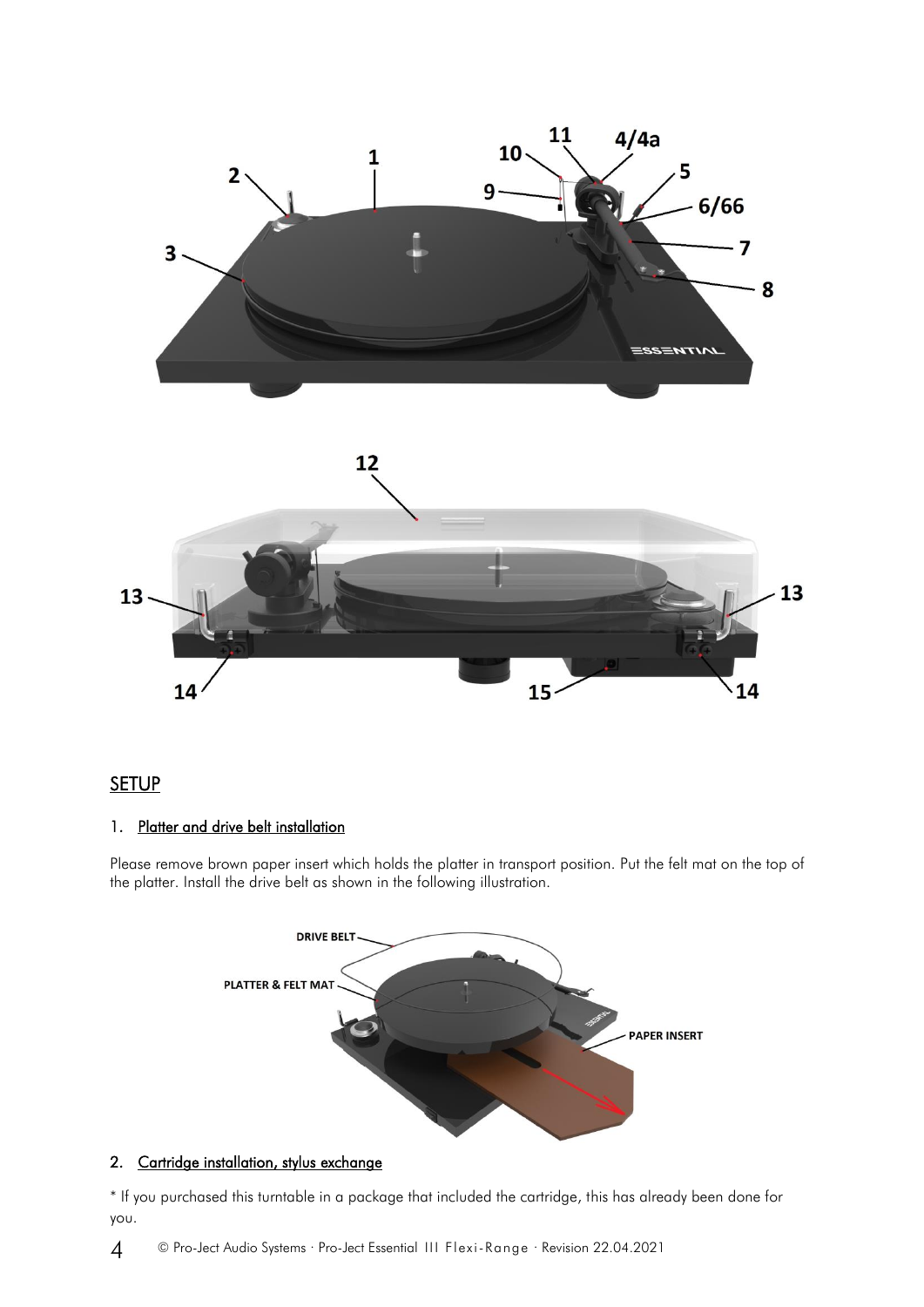## SETUP

### 1. Platter and drive belt installation

Please remove brown paper insert which holds the platter in transport position. Put the felt mat on the top of the platter. Install the drive belt as shown in the following illustration.

### 2. Cartridge installation, stylus exchange

* If you purchased this turntable in a package that included the cartridge, this has already been done for you.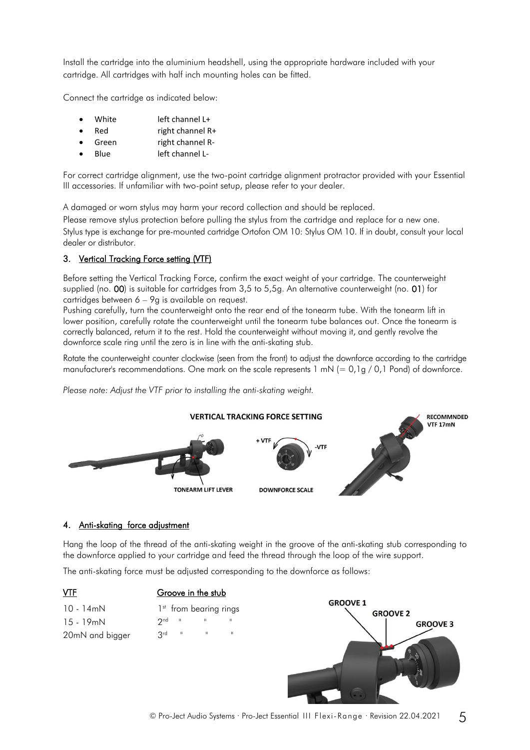Install the cartridge into the aluminium headshell, using the appropriate hardware included with your cartridge. All cartridges with half inch mounting holes can be fitted.

Connect the cartridge as indicated below:

- White left channel L+
- Red right channel R+
- Green right channel R-
- Blue left channel L-

For correct cartridge alignment, use the two-point cartridge alignment protractor provided with your Essential III accessories. If unfamiliar with two-point setup, please refer to your dealer.

A damaged or worn stylus may harm your record collection and should be replaced.

Please remove stylus protection before pulling the stylus from the cartridge and replace for a new one. Stylus type is exchange for pre-mounted cartridge Ortofon OM 10: Stylus OM 10. If in doubt, consult your local dealer or distributor.

## 3. Vertical Tracking Force setting (VTF)

Before setting the Vertical Tracking Force, confirm the exact weight of your cartridge. The counterweight supplied (no. **00**) is suitable for cartridges from 3,5 to 5,5g. An alternative counterweight (no. **01**) for cartridges between 6 – 9g is available on request.

Pushing carefully, turn the counterweight onto the rear end of the tonearm tube. With the tonearm lift in lower position, carefully rotate the counterweight until the tonearm tube balances out. Once the tonearm is correctly balanced, return it to the rest. Hold the counterweight without moving it, and gently revolve the downforce scale ring until the zero is in line with the anti-skating stub.

Rotate the counterweight counter clockwise (seen from the front) to adjust the downforce according to the cartridge manufacturer's recommendations. One mark on the scale represents 1 mN (= 0,1g / 0,1 Pond) of downforce.

*Please note: Adjust the VTF prior to installing the anti-skating weight.*

VERTICAL TRACKING FORCE SETTING

TONEARM LIFT LEVER — DOWNFORCE SCALE (+VTF / -VTF) — RECOMMNDED VTF 17mN

## 4. Anti-skating force adjustment

Hang the loop of the thread of the anti-skating weight in the groove of the anti-skating stub corresponding to the downforce applied to your cartridge and feed the thread through the loop of the wire support.

The anti-skating force must be adjusted corresponding to the downforce as follows:

| VTF | Groove in the stub |
|---|---|
| 10 - 14mN | 1st from bearing rings |
| 15 - 19mN | 2nd " " " |
| 20mN and bigger | 3rd " " " |

GROOVE 1 — GROOVE 2 — GROOVE 3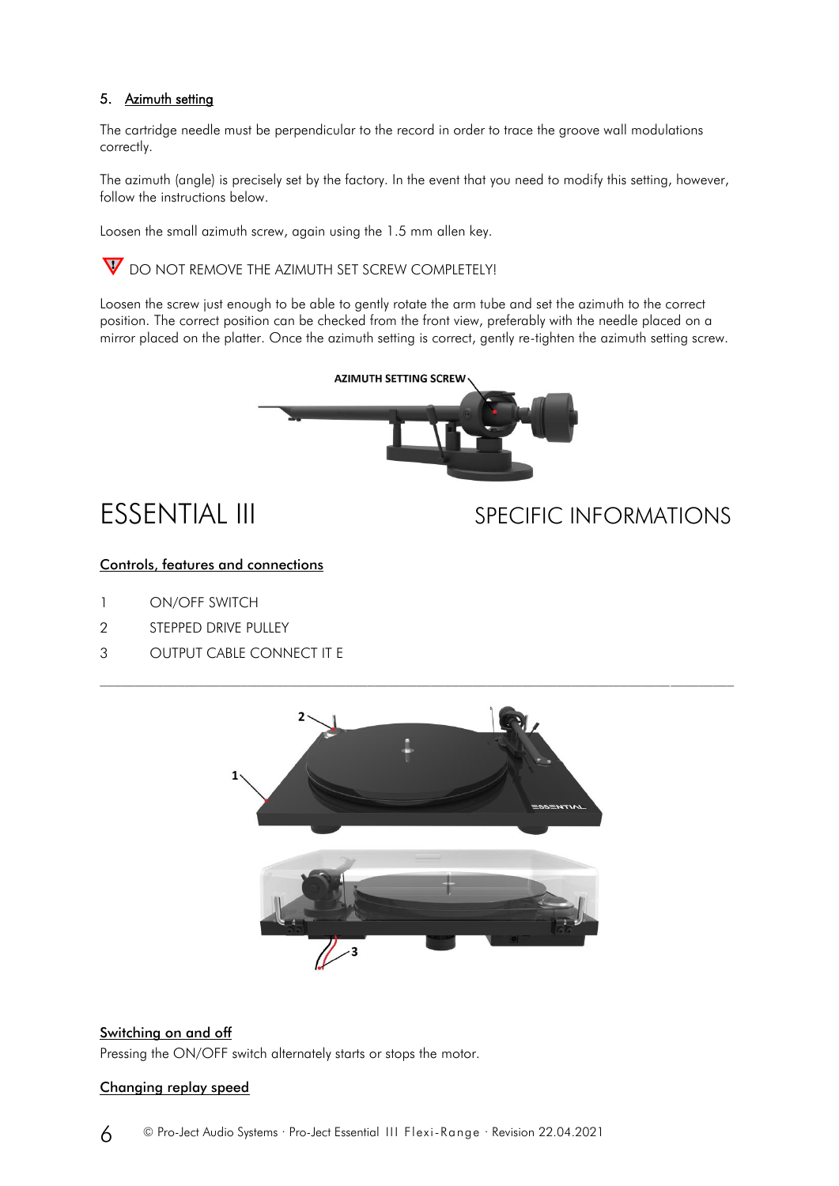## 5. Azimuth setting

The cartridge needle must be perpendicular to the record in order to trace the groove wall modulations correctly.

The azimuth (angle) is precisely set by the factory. In the event that you need to modify this setting, however, follow the instructions below.

Loosen the small azimuth screw, again using the 1.5 mm allen key.

DO NOT REMOVE THE AZIMUTH SET SCREW COMPLETELY!

Loosen the screw just enough to be able to gently rotate the arm tube and set the azimuth to the correct position. The correct position can be checked from the front view, preferably with the needle placed on a mirror placed on the platter. Once the azimuth setting is correct, gently re-tighten the azimuth setting screw.

AZIMUTH SETTING SCREW

# ESSENTIAL III — SPECIFIC INFORMATIONS

## Controls, features and connections

1 ON/OFF SWITCH

2 STEPPED DRIVE PULLEY

3 OUTPUT CABLE CONNECT IT E

## Switching on and off

Pressing the ON/OFF switch alternately starts or stops the motor.

## Changing replay speed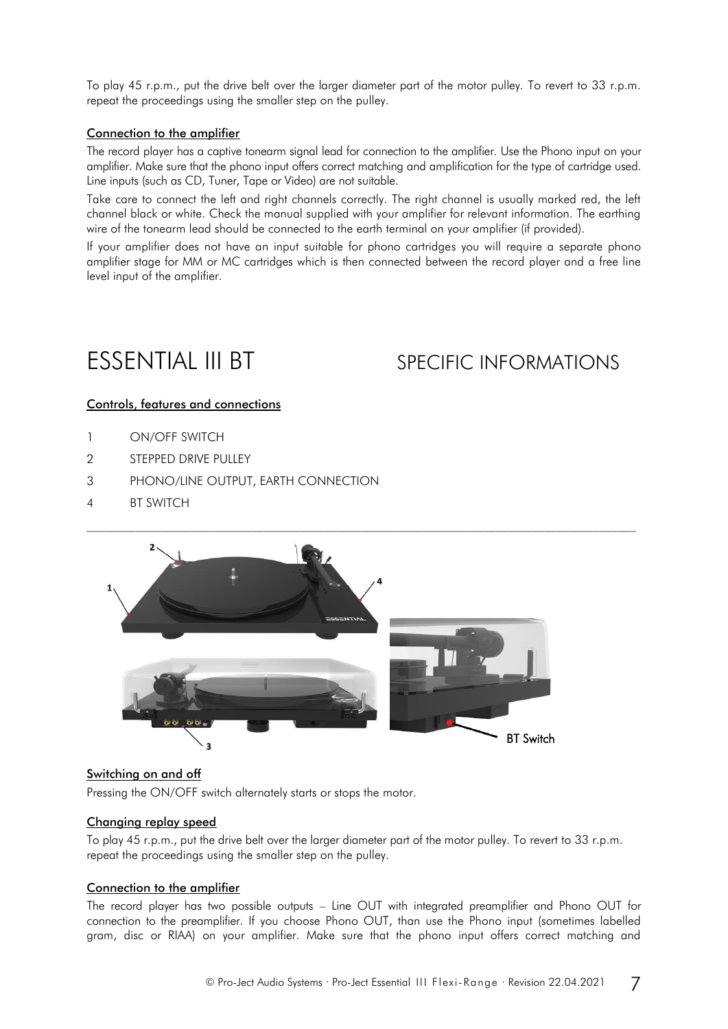To play 45 r.p.m., put the drive belt over the larger diameter part of the motor pulley. To revert to 33 r.p.m. repeat the proceedings using the smaller step on the pulley.

### Connection to the amplifier

The record player has a captive tonearm signal lead for connection to the amplifier. Use the Phono input on your amplifier. Make sure that the phono input offers correct matching and amplification for the type of cartridge used. Line inputs (such as CD, Tuner, Tape or Video) are not suitable.

Take care to connect the left and right channels correctly. The right channel is usually marked red, the left channel black or white. Check the manual supplied with your amplifier for relevant information. The earthing wire of the tonearm lead should be connected to the earth terminal on your amplifier (if provided).

If your amplifier does not have an input suitable for phono cartridges you will require a separate phono amplifier stage for MM or MC cartridges which is then connected between the record player and a free line level input of the amplifier.

# ESSENTIAL III BT — SPECIFIC INFORMATIONS

### Controls, features and connections

1 ON/OFF SWITCH
2 STEPPED DRIVE PULLEY
3 PHONO/LINE OUTPUT, EARTH CONNECTION
4 BT SWITCH

BT Switch

### Switching on and off

Pressing the ON/OFF switch alternately starts or stops the motor.

### Changing replay speed

To play 45 r.p.m., put the drive belt over the larger diameter part of the motor pulley. To revert to 33 r.p.m. repeat the proceedings using the smaller step on the pulley.

### Connection to the amplifier

The record player has two possible outputs – Line OUT with integrated preamplifier and Phono OUT for connection to the preamplifier. If you choose Phono OUT, than use the Phono input (sometimes labelled gram, disc or RIAA) on your amplifier. Make sure that the phono input offers correct matching and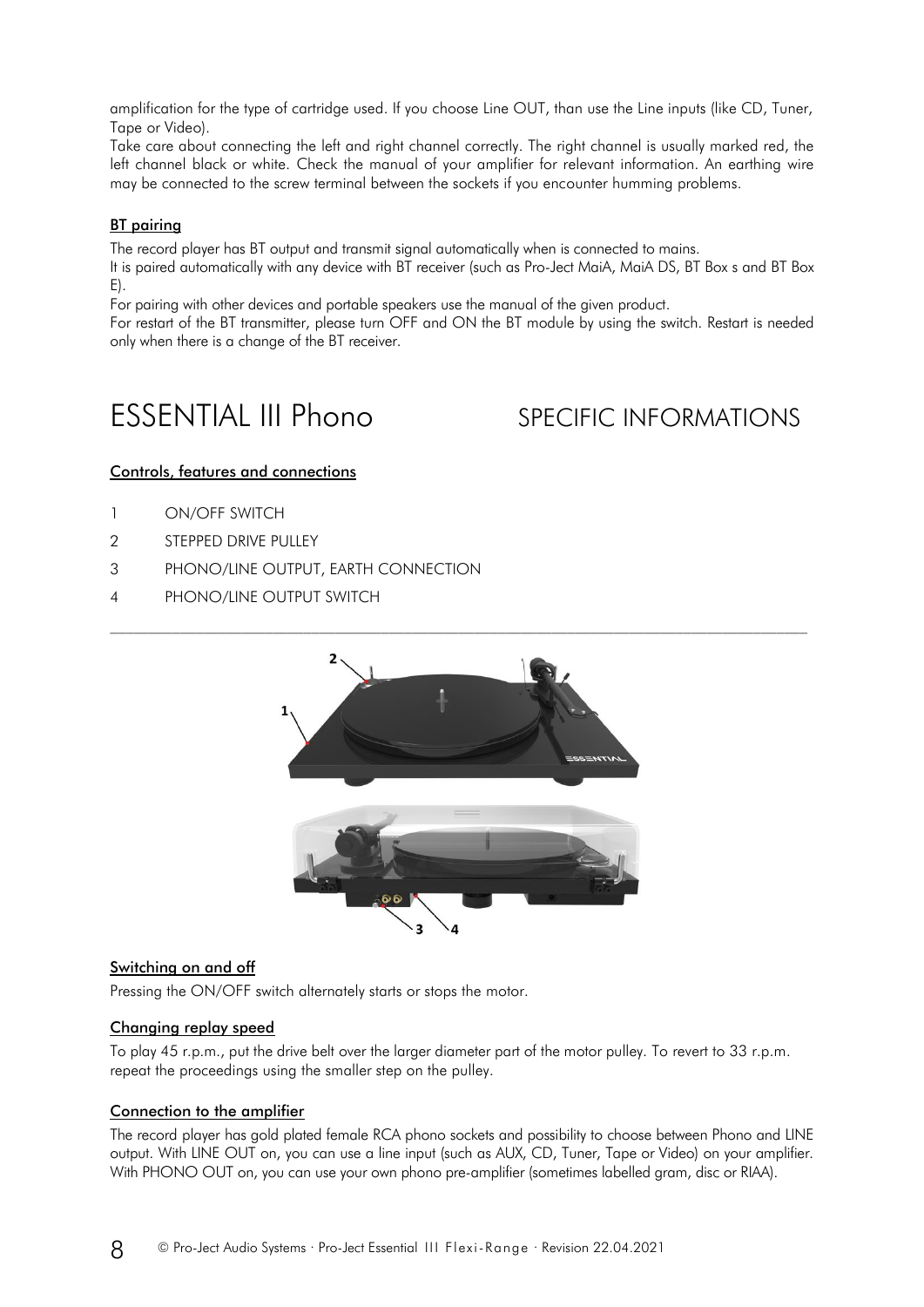amplification for the type of cartridge used. If you choose Line OUT, than use the Line inputs (like CD, Tuner, Tape or Video).

Take care about connecting the left and right channel correctly. The right channel is usually marked red, the left channel black or white. Check the manual of your amplifier for relevant information. An earthing wire may be connected to the screw terminal between the sockets if you encounter humming problems.

### BT pairing

The record player has BT output and transmit signal automatically when is connected to mains.

It is paired automatically with any device with BT receiver (such as Pro-Ject MaiA, MaiA DS, BT Box s and BT Box E).

For pairing with other devices and portable speakers use the manual of the given product.

For restart of the BT transmitter, please turn OFF and ON the BT module by using the switch. Restart is needed only when there is a change of the BT receiver.

# ESSENTIAL III Phono SPECIFIC INFORMATIONS

### Controls, features and connections

1 ON/OFF SWITCH

2 STEPPED DRIVE PULLEY

3 PHONO/LINE OUTPUT, EARTH CONNECTION

4 PHONO/LINE OUTPUT SWITCH

---

### Switching on and off

Pressing the ON/OFF switch alternately starts or stops the motor.

### Changing replay speed

To play 45 r.p.m., put the drive belt over the larger diameter part of the motor pulley. To revert to 33 r.p.m. repeat the proceedings using the smaller step on the pulley.

### Connection to the amplifier

The record player has gold plated female RCA phono sockets and possibility to choose between Phono and LINE output. With LINE OUT on, you can use a line input (such as AUX, CD, Tuner, Tape or Video) on your amplifier. With PHONO OUT on, you can use your own phono pre-amplifier (sometimes labelled gram, disc or RIAA).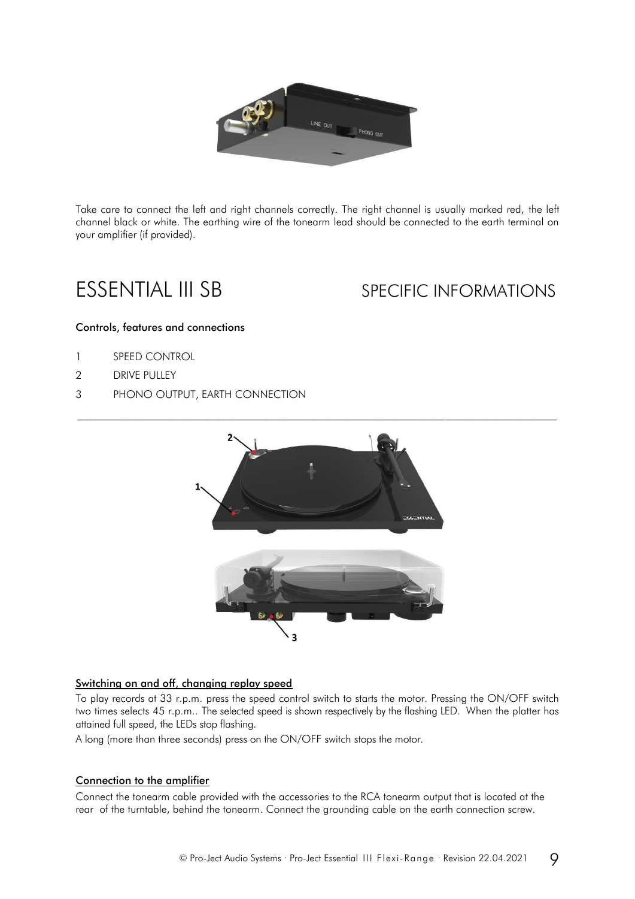Take care to connect the left and right channels correctly. The right channel is usually marked red, the left channel black or white. The earthing wire of the tonearm lead should be connected to the earth terminal on your amplifier (if provided).

# ESSENTIAL III SB SPECIFIC INFORMATIONS

### Controls, features and connections

1 SPEED CONTROL

2 DRIVE PULLEY

3 PHONO OUTPUT, EARTH CONNECTION

### Switching on and off, changing replay speed

To play records at 33 r.p.m. press the speed control switch to starts the motor. Pressing the ON/OFF switch two times selects 45 r.p.m.. The selected speed is shown respectively by the flashing LED. When the platter has attained full speed, the LEDs stop flashing.

A long (more than three seconds) press on the ON/OFF switch stops the motor.

### Connection to the amplifier

Connect the tonearm cable provided with the accessories to the RCA tonearm output that is located at the rear of the turntable, behind the tonearm. Connect the grounding cable on the earth connection screw.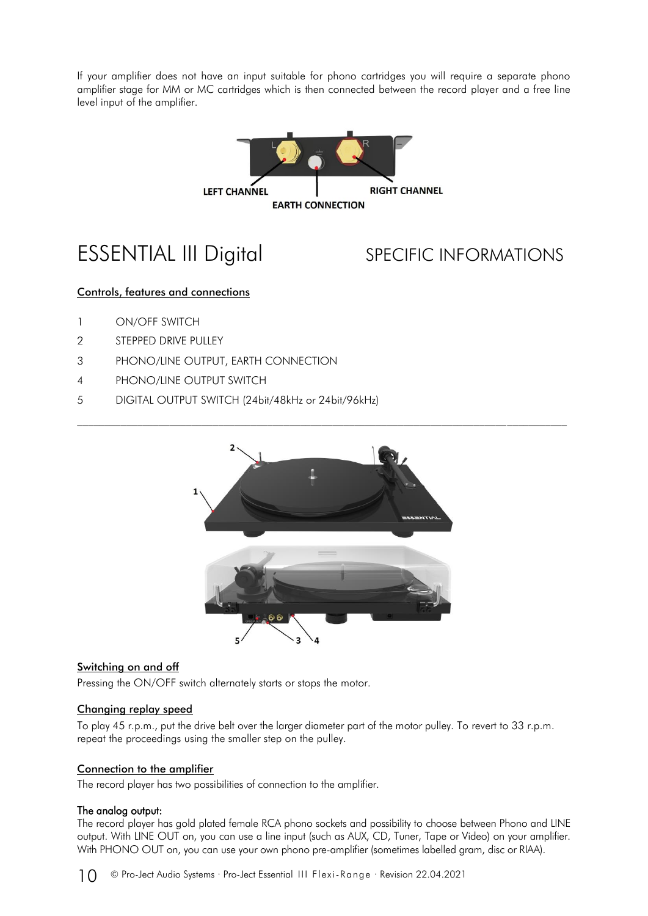If your amplifier does not have an input suitable for phono cartridges you will require a separate phono amplifier stage for MM or MC cartridges which is then connected between the record player and a free line level input of the amplifier.

LEFT CHANNEL

EARTH CONNECTION

RIGHT CHANNEL

# ESSENTIAL III Digital SPECIFIC INFORMATIONS

## Controls, features and connections

1. ON/OFF SWITCH
2. STEPPED DRIVE PULLEY
3. PHONO/LINE OUTPUT, EARTH CONNECTION
4. PHONO/LINE OUTPUT SWITCH
5. DIGITAL OUTPUT SWITCH (24bit/48kHz or 24bit/96kHz)

---

### Switching on and off

Pressing the ON/OFF switch alternately starts or stops the motor.

### Changing replay speed

To play 45 r.p.m., put the drive belt over the larger diameter part of the motor pulley. To revert to 33 r.p.m. repeat the proceedings using the smaller step on the pulley.

### Connection to the amplifier

The record player has two possibilities of connection to the amplifier.

**The analog output:**

The record player has gold plated female RCA phono sockets and possibility to choose between Phono and LINE output. With LINE OUT on, you can use a line input (such as AUX, CD, Tuner, Tape or Video) on your amplifier. With PHONO OUT on, you can use your own phono pre-amplifier (sometimes labelled gram, disc or RIAA).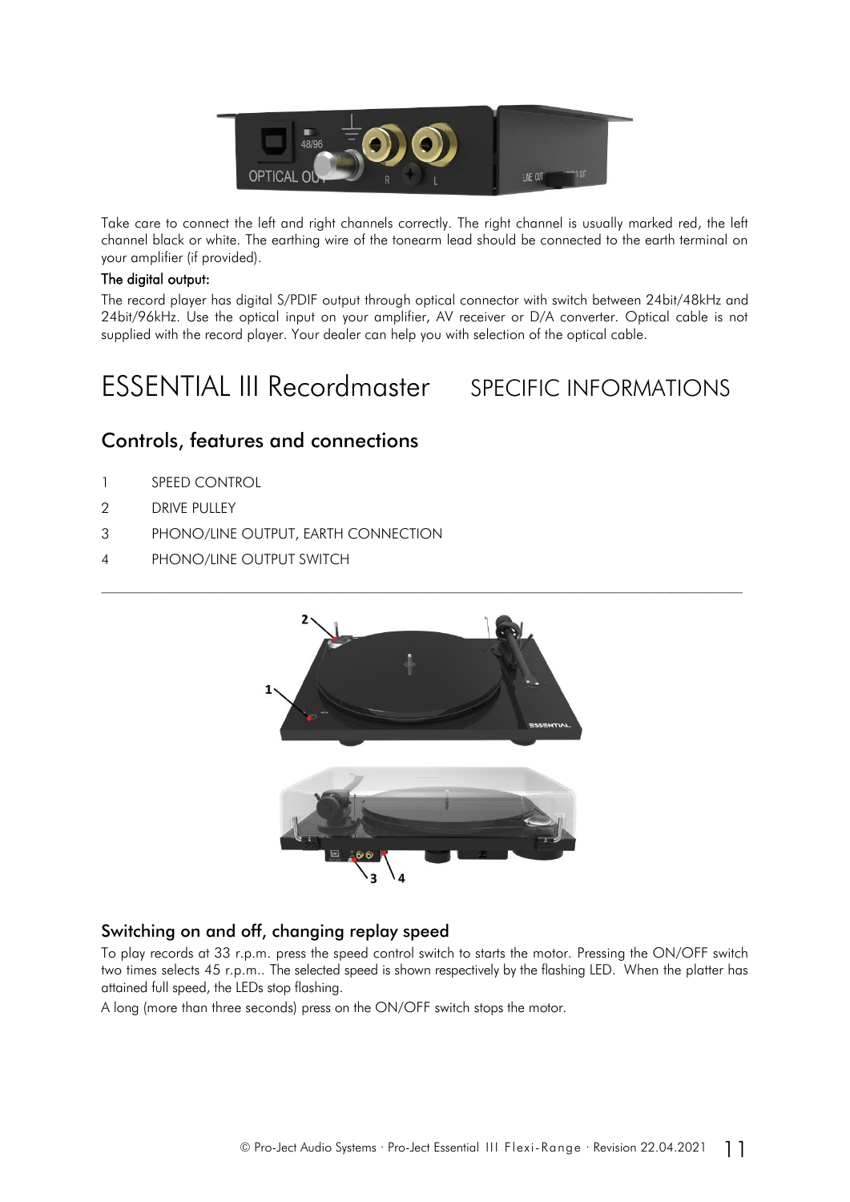Take care to connect the left and right channels correctly. The right channel is usually marked red, the left channel black or white. The earthing wire of the tonearm lead should be connected to the earth terminal on your amplifier (if provided).

**The digital output:**

The record player has digital S/PDIF output through optical connector with switch between 24bit/48kHz and 24bit/96kHz. Use the optical input on your amplifier, AV receiver or D/A converter. Optical cable is not supplied with the record player. Your dealer can help you with selection of the optical cable.

# ESSENTIAL III Recordmaster SPECIFIC INFORMATIONS

## Controls, features and connections

1 SPEED CONTROL

2 DRIVE PULLEY

3 PHONO/LINE OUTPUT, EARTH CONNECTION

4 PHONO/LINE OUTPUT SWITCH

### Switching on and off, changing replay speed

To play records at 33 r.p.m. press the speed control switch to starts the motor. Pressing the ON/OFF switch two times selects 45 r.p.m.. The selected speed is shown respectively by the flashing LED. When the platter has attained full speed, the LEDs stop flashing.

A long (more than three seconds) press on the ON/OFF switch stops the motor.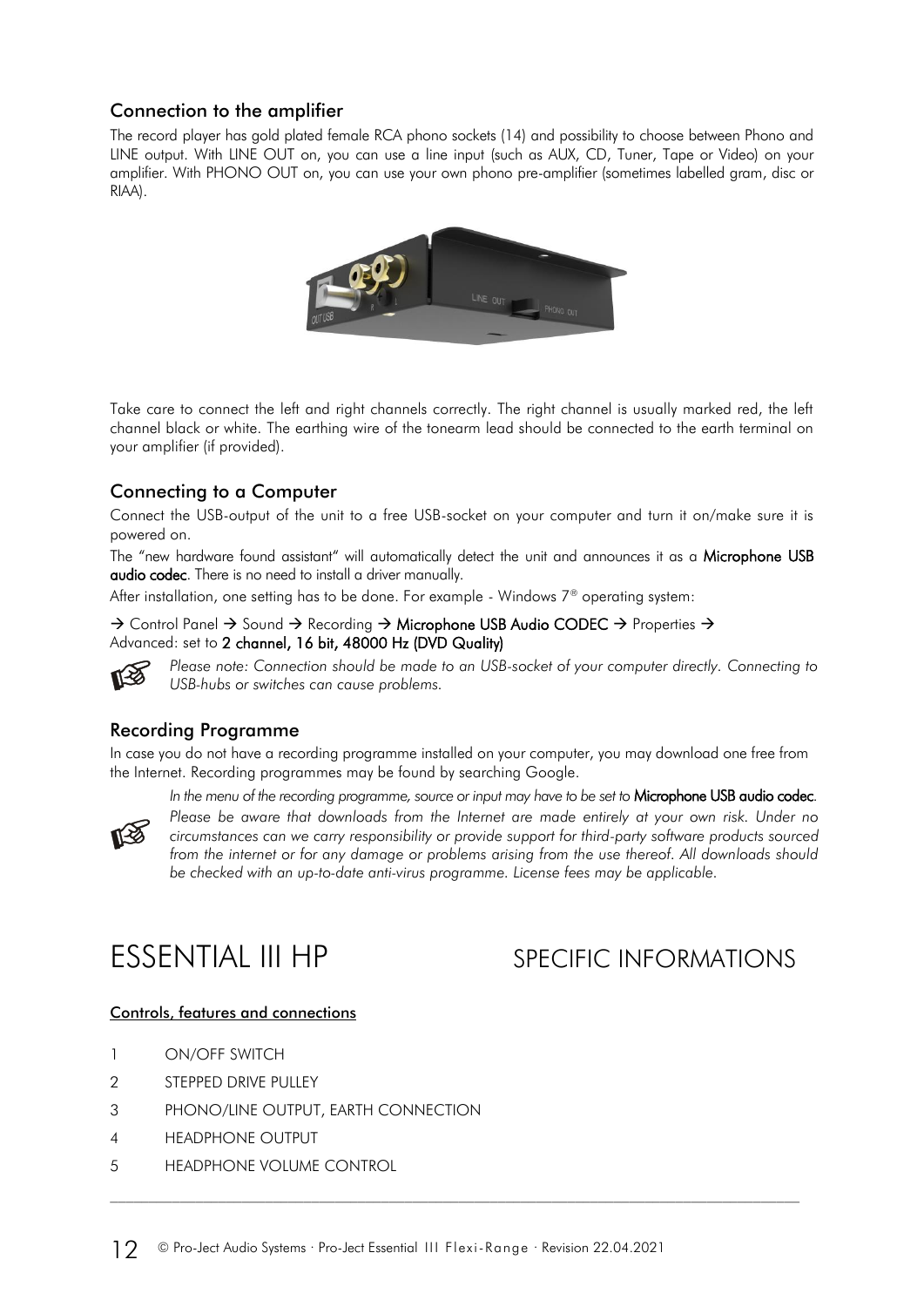## Connection to the amplifier

The record player has gold plated female RCA phono sockets (14) and possibility to choose between Phono and LINE output. With LINE OUT on, you can use a line input (such as AUX, CD, Tuner, Tape or Video) on your amplifier. With PHONO OUT on, you can use your own phono pre-amplifier (sometimes labelled gram, disc or RIAA).

Take care to connect the left and right channels correctly. The right channel is usually marked red, the left channel black or white. The earthing wire of the tonearm lead should be connected to the earth terminal on your amplifier (if provided).

## Connecting to a Computer

Connect the USB-output of the unit to a free USB-socket on your computer and turn it on/make sure it is powered on.

The "new hardware found assistant" will automatically detect the unit and announces it as a **Microphone USB audio codec**. There is no need to install a driver manually.

After installation, one setting has to be done. For example - Windows 7® operating system:

→ Control Panel → Sound → Recording → **Microphone USB Audio CODEC** → Properties → Advanced: set to **2 channel, 16 bit, 48000 Hz (DVD Quality)**

*Please note: Connection should be made to an USB-socket of your computer directly. Connecting to USB-hubs or switches can cause problems.*

## Recording Programme

In case you do not have a recording programme installed on your computer, you may download one free from the Internet. Recording programmes may be found by searching Google.

*In the menu of the recording programme, source or input may have to be set to* **Microphone USB audio codec**.

*Please be aware that downloads from the Internet are made entirely at your own risk. Under no circumstances can we carry responsibility or provide support for third-party software products sourced from the internet or for any damage or problems arising from the use thereof. All downloads should be checked with an up-to-date anti-virus programme. License fees may be applicable.*

# ESSENTIAL III HP SPECIFIC INFORMATIONS

<u>Controls, features and connections</u>

1 ON/OFF SWITCH
2 STEPPED DRIVE PULLEY
3 PHONO/LINE OUTPUT, EARTH CONNECTION
4 HEADPHONE OUTPUT
5 HEADPHONE VOLUME CONTROL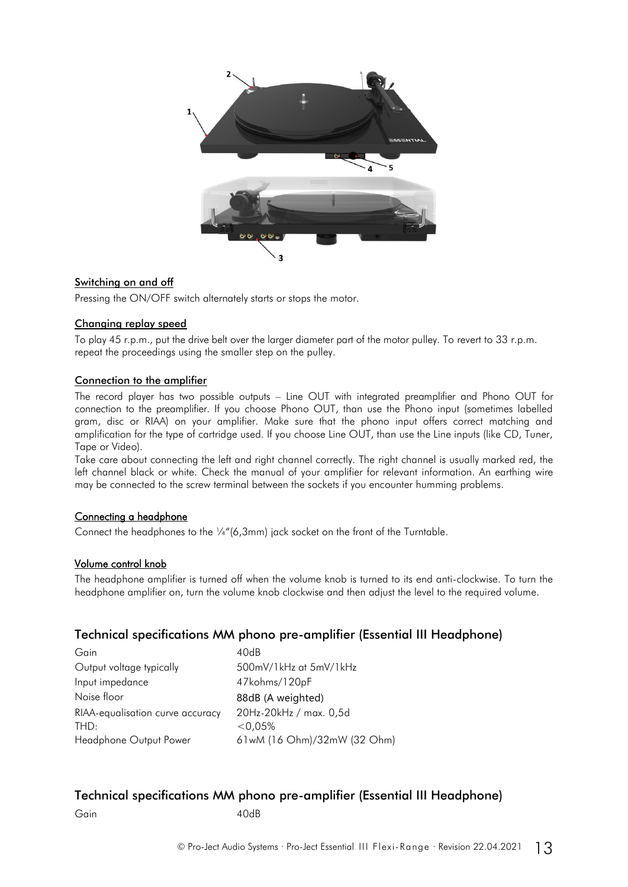## Switching on and off

Pressing the ON/OFF switch alternately starts or stops the motor.

## Changing replay speed

To play 45 r.p.m., put the drive belt over the larger diameter part of the motor pulley. To revert to 33 r.p.m. repeat the proceedings using the smaller step on the pulley.

## Connection to the amplifier

The record player has two possible outputs – Line OUT with integrated preamplifier and Phono OUT for connection to the preamplifier. If you choose Phono OUT, than use the Phono input (sometimes labelled gram, disc or RIAA) on your amplifier. Make sure that the phono input offers correct matching and amplification for the type of cartridge used. If you choose Line OUT, than use the Line inputs (like CD, Tuner, Tape or Video).

Take care about connecting the left and right channel correctly. The right channel is usually marked red, the left channel black or white. Check the manual of your amplifier for relevant information. An earthing wire may be connected to the screw terminal between the sockets if you encounter humming problems.

## Connecting a headphone

Connect the headphones to the ¼"(6,3mm) jack socket on the front of the Turntable.

## Volume control knob

The headphone amplifier is turned off when the volume knob is turned to its end anti-clockwise. To turn the headphone amplifier on, turn the volume knob clockwise and then adjust the level to the required volume.

## Technical specifications MM phono pre-amplifier (Essential III Headphone)

| | |
|---|---|
| Gain | 40dB |
| Output voltage typically | 500mV/1kHz at 5mV/1kHz |
| Input impedance | 47kohms/120pF |
| Noise floor | 88dB (A weighted) |
| RIAA-equalisation curve accuracy | 20Hz-20kHz / max. 0,5d |
| THD: | <0,05% |
| Headphone Output Power | 61wM (16 Ohm)/32mW (32 Ohm) |

## Technical specifications MM phono pre-amplifier (Essential III Headphone)

| | |
|---|---|
| Gain | 40dB |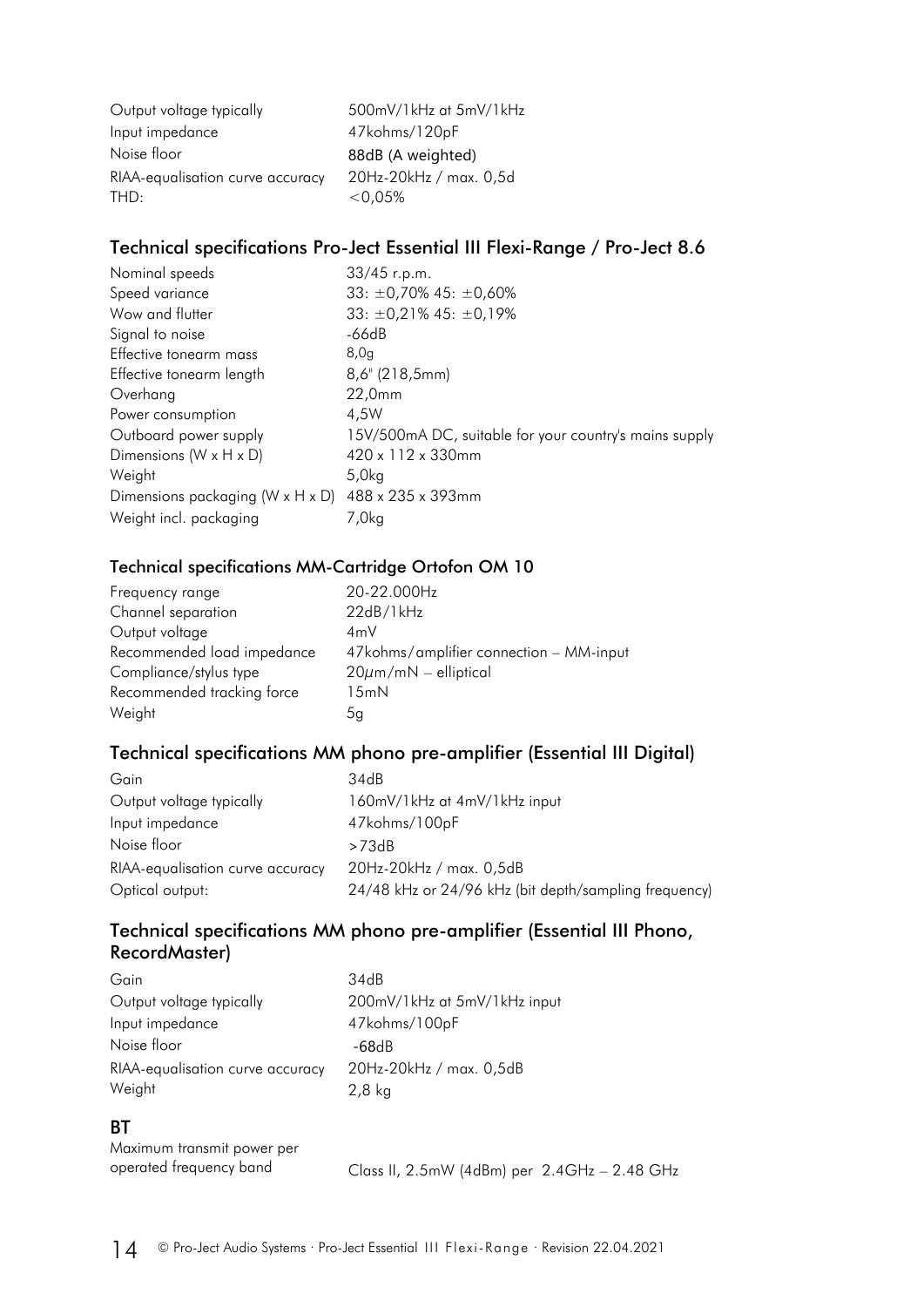| | |
|---|---|
| Output voltage typically | 500mV/1kHz at 5mV/1kHz |
| Input impedance | 47kohms/120pF |
| Noise floor | 88dB (A weighted) |
| RIAA-equalisation curve accuracy | 20Hz-20kHz / max. 0,5d |
| THD: | <0,05% |

## Technical specifications Pro-Ject Essential III Flexi-Range / Pro-Ject 8.6

| | |
|---|---|
| Nominal speeds | 33/45 r.p.m. |
| Speed variance | 33: ±0,70% 45: ±0,60% |
| Wow and flutter | 33: ±0,21% 45: ±0,19% |
| Signal to noise | -66dB |
| Effective tonearm mass | 8,0g |
| Effective tonearm length | 8,6" (218,5mm) |
| Overhang | 22,0mm |
| Power consumption | 4,5W |
| Outboard power supply | 15V/500mA DC, suitable for your country's mains supply |
| Dimensions (W x H x D) | 420 x 112 x 330mm |
| Weight | 5,0kg |
| Dimensions packaging (W x H x D) | 488 x 235 x 393mm |
| Weight incl. packaging | 7,0kg |

### Technical specifications MM-Cartridge Ortofon OM 10

| | |
|---|---|
| Frequency range | 20-22.000Hz |
| Channel separation | 22dB/1kHz |
| Output voltage | 4mV |
| Recommended load impedance | 47kohms/amplifier connection – MM-input |
| Compliance/stylus type | 20µm/mN – elliptical |
| Recommended tracking force | 15mN |
| Weight | 5g |

## Technical specifications MM phono pre-amplifier (Essential III Digital)

| | |
|---|---|
| Gain | 34dB |
| Output voltage typically | 160mV/1kHz at 4mV/1kHz input |
| Input impedance | 47kohms/100pF |
| Noise floor | >73dB |
| RIAA-equalisation curve accuracy | 20Hz-20kHz / max. 0,5dB |
| Optical output: | 24/48 kHz or 24/96 kHz (bit depth/sampling frequency) |

## Technical specifications MM phono pre-amplifier (Essential III Phono, RecordMaster)

| | |
|---|---|
| Gain | 34dB |
| Output voltage typically | 200mV/1kHz at 5mV/1kHz input |
| Input impedance | 47kohms/100pF |
| Noise floor | -68dB |
| RIAA-equalisation curve accuracy | 20Hz-20kHz / max. 0,5dB |
| Weight | 2,8 kg |

## BT

| | |
|---|---|
| Maximum transmit power per operated frequency band | Class II, 2.5mW (4dBm) per 2.4GHz – 2.48 GHz |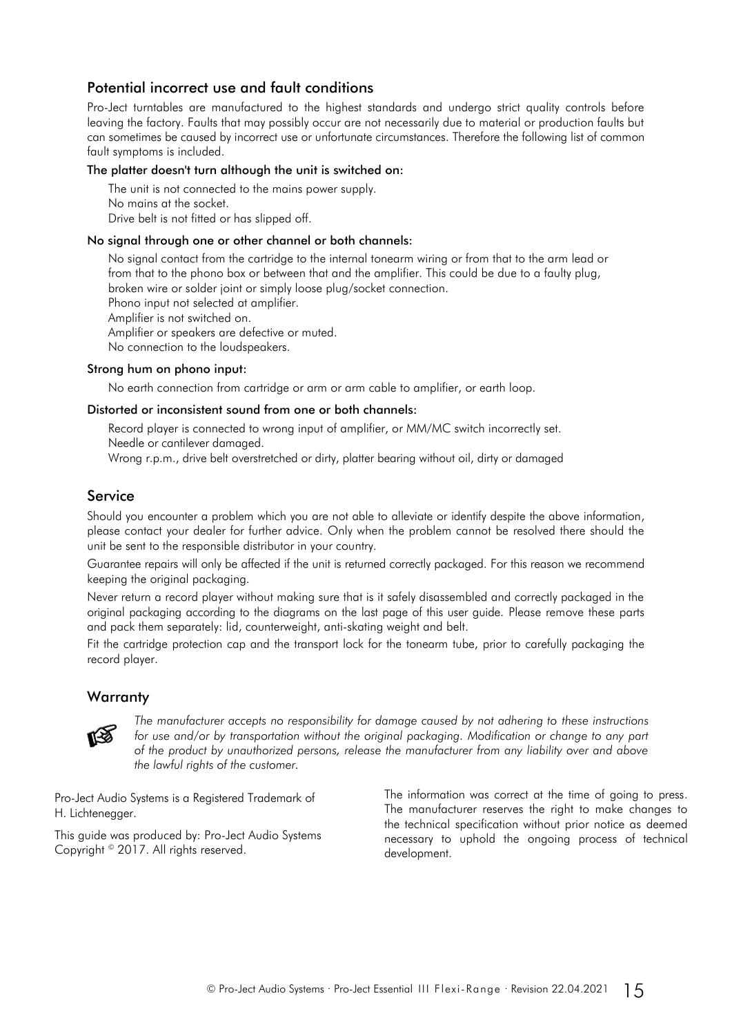## Potential incorrect use and fault conditions

Pro-Ject turntables are manufactured to the highest standards and undergo strict quality controls before leaving the factory. Faults that may possibly occur are not necessarily due to material or production faults but can sometimes be caused by incorrect use or unfortunate circumstances. Therefore the following list of common fault symptoms is included.

**The platter doesn't turn although the unit is switched on:**

The unit is not connected to the mains power supply.
No mains at the socket.
Drive belt is not fitted or has slipped off.

**No signal through one or other channel or both channels:**

No signal contact from the cartridge to the internal tonearm wiring or from that to the arm lead or from that to the phono box or between that and the amplifier. This could be due to a faulty plug, broken wire or solder joint or simply loose plug/socket connection.
Phono input not selected at amplifier.
Amplifier is not switched on.
Amplifier or speakers are defective or muted.
No connection to the loudspeakers.

**Strong hum on phono input:**

No earth connection from cartridge or arm or arm cable to amplifier, or earth loop.

**Distorted or inconsistent sound from one or both channels:**

Record player is connected to wrong input of amplifier, or MM/MC switch incorrectly set.
Needle or cantilever damaged.
Wrong r.p.m., drive belt overstretched or dirty, platter bearing without oil, dirty or damaged

## Service

Should you encounter a problem which you are not able to alleviate or identify despite the above information, please contact your dealer for further advice. Only when the problem cannot be resolved there should the unit be sent to the responsible distributor in your country.

Guarantee repairs will only be affected if the unit is returned correctly packaged. For this reason we recommend keeping the original packaging.

Never return a record player without making sure that is it safely disassembled and correctly packaged in the original packaging according to the diagrams on the last page of this user guide. Please remove these parts and pack them separately: lid, counterweight, anti-skating weight and belt.

Fit the cartridge protection cap and the transport lock for the tonearm tube, prior to carefully packaging the record player.

## Warranty

☞ *The manufacturer accepts no responsibility for damage caused by not adhering to these instructions for use and/or by transportation without the original packaging. Modification or change to any part of the product by unauthorized persons, release the manufacturer from any liability over and above the lawful rights of the customer.*

Pro-Ject Audio Systems is a Registered Trademark of H. Lichtenegger.

This guide was produced by: Pro-Ject Audio Systems Copyright © 2017. All rights reserved.

The information was correct at the time of going to press. The manufacturer reserves the right to make changes to the technical specification without prior notice as deemed necessary to uphold the ongoing process of technical development.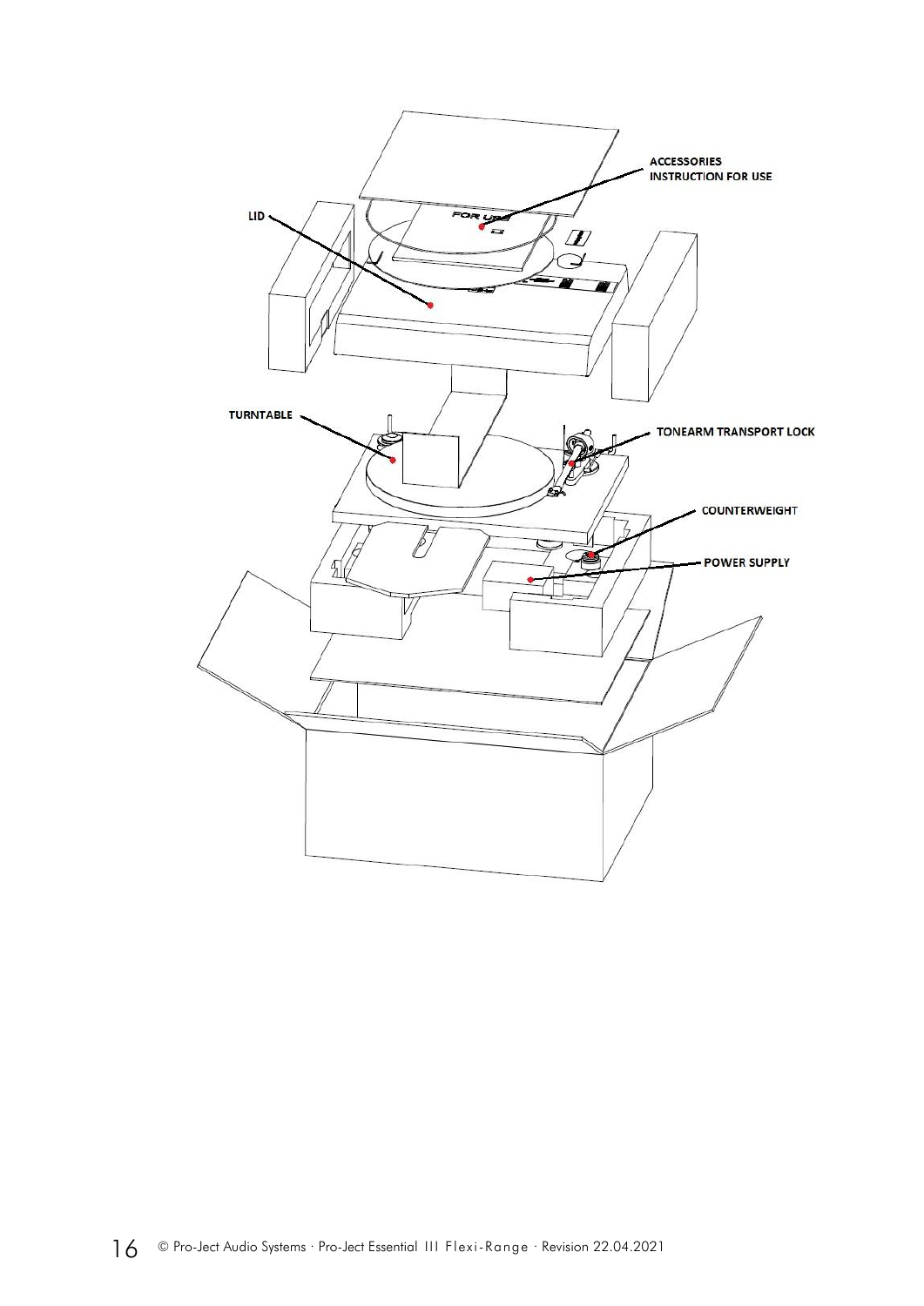ACCESSORIES
INSTRUCTION FOR USE

LID

TURNTABLE

TONEARM TRANSPORT LOCK

COUNTERWEIGHT

POWER SUPPLY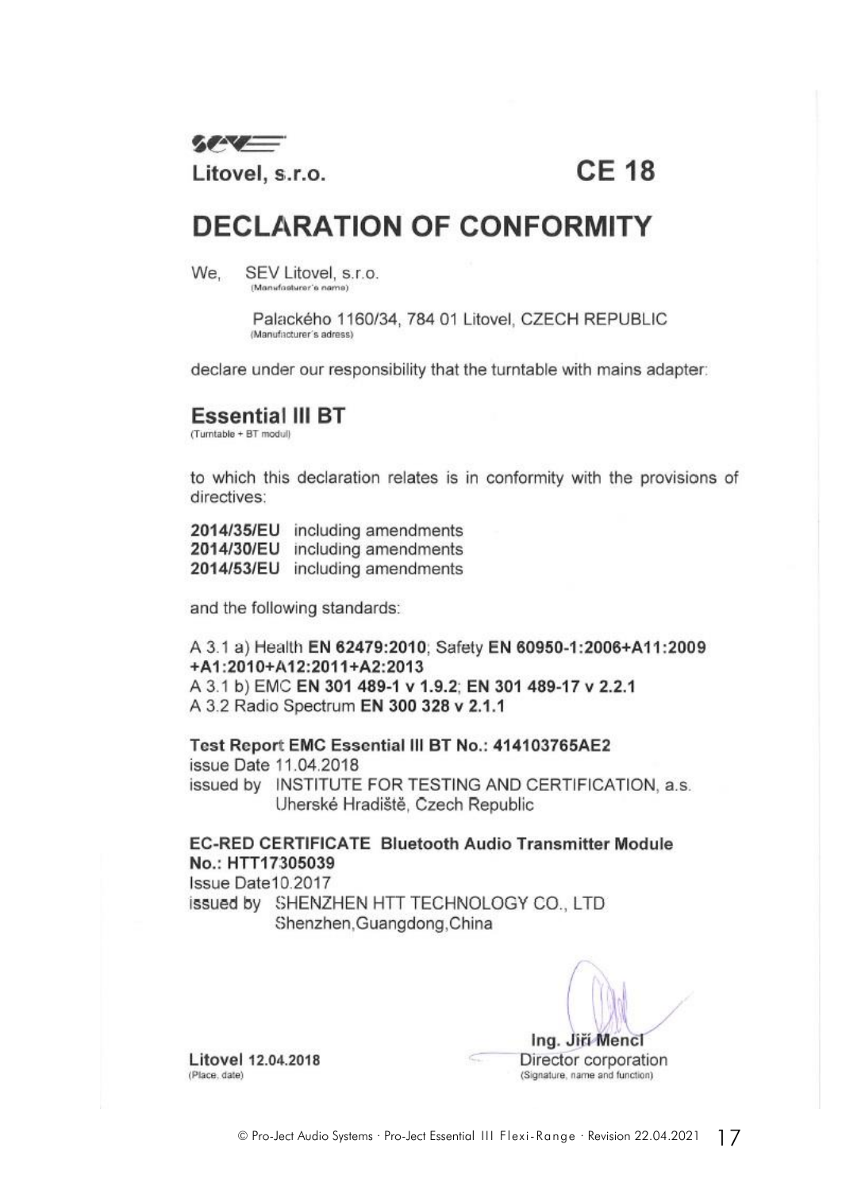Litovel, s.r.o.

**CE 18**

# DECLARATION OF CONFORMITY

We, SEV Litovel, s.r.o.
(Manufacturer's name)

Palackého 1160/34, 784 01 Litovel, CZECH REPUBLIC
(Manufacturer's adress)

declare under our responsibility that the turntable with mains adapter:

## Essential III BT

(Turntable + BT modul)

to which this declaration relates is in conformity with the provisions of directives:

**2014/35/EU** including amendments
**2014/30/EU** including amendments
**2014/53/EU** including amendments

and the following standards:

A 3.1 a) Health **EN 62479:2010**; Safety **EN 60950-1:2006+A11:2009 +A1:2010+A12:2011+A2:2013**
A 3.1 b) EMC **EN 301 489-1 v 1.9.2**; **EN 301 489-17 v 2.2.1**
A 3.2 Radio Spectrum **EN 300 328 v 2.1.1**

**Test Report EMC Essential III BT No.: 414103765AE2**
issue Date 11.04.2018
issued by INSTITUTE FOR TESTING AND CERTIFICATION, a.s.
Uherské Hradiště, Czech Republic

**EC-RED CERTIFICATE Bluetooth Audio Transmitter Module No.: HTT17305039**
Issue Date10.2017
issued by SHENZHEN HTT TECHNOLOGY CO., LTD
Shenzhen,Guangdong,China

**Litovel 12.04.2018**
(Place, date)

**Ing. Jiří Mencl**
Director corporation
(Signature, name and function)